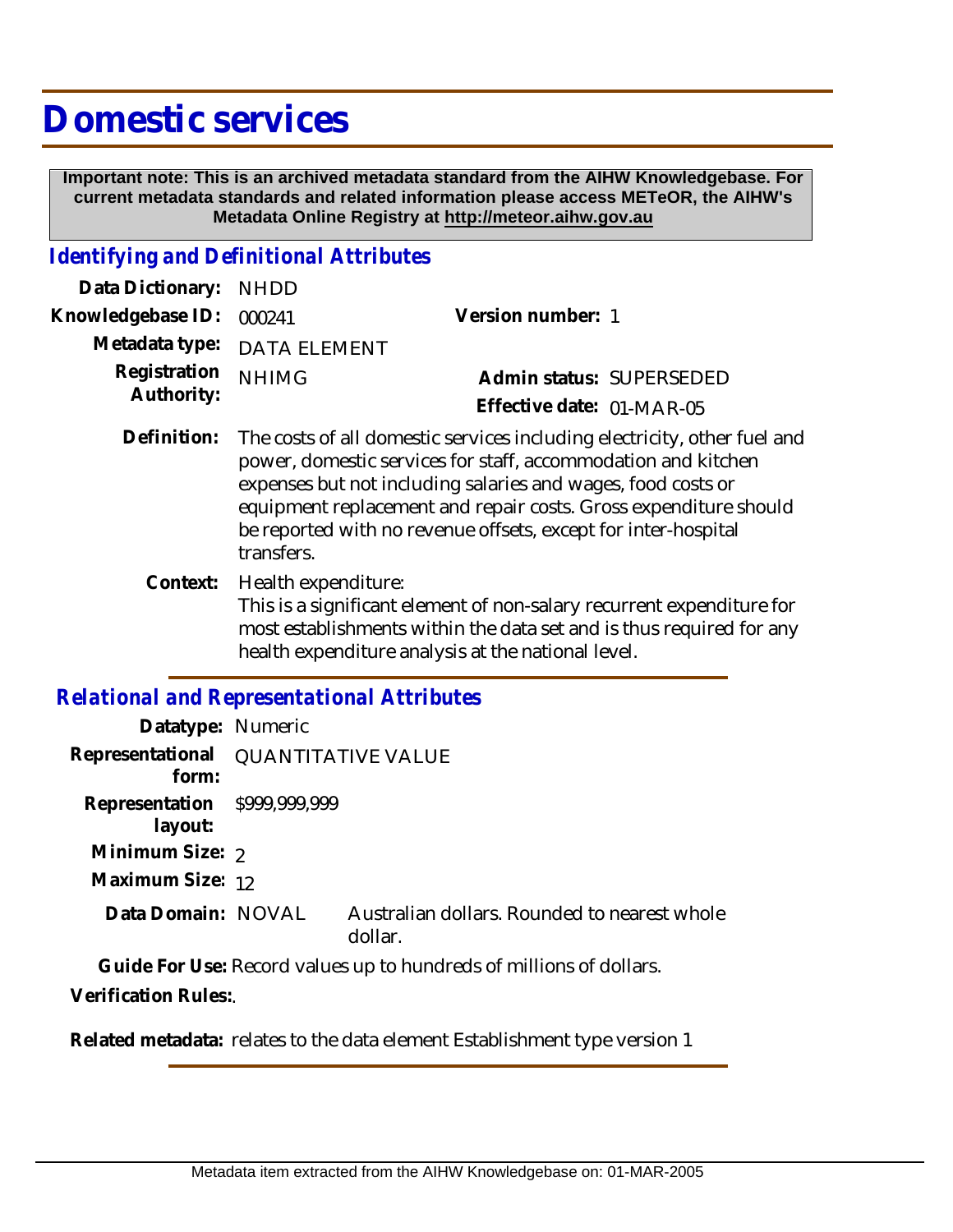# Domestic services

**Important note: This is an archived metadata standard from the AIHW Knowledgebase. For current metadata standards and related information please access METeOR, the AIHW's Metadata Online Registry at http://meteor.aihw.gov.au**

## *Identifying and Definitional Attributes*

**Data Dictionary:** NHDD

**Knowledgebase ID:** 000241

**Version number:** 1

**Metadata type:** DATA ELEMENT

**Registration Authority:** NHIMG

**Admin status:** SUPERSEDED

**Effective date:** 01-MAR-05

**Definition:** The costs of all domestic services including electricity, other fuel and power, domestic services for staff, accommodation and kitchen expenses but not including salaries and wages, food costs or equipment replacement and repair costs. Gross expenditure should be reported with no revenue offsets, except for inter-hospital transfers.

**Context:** Health expenditure:
This is a significant element of non-salary recurrent expenditure for most establishments within the data set and is thus required for any health expenditure analysis at the national level.

## *Relational and Representational Attributes*

**Datatype:** Numeric

**Representational form:** QUANTITATIVE VALUE

**Representation layout:** $999,999,999

**Minimum Size:** 2

**Maximum Size:** 12

**Data Domain:** NOVAL Australian dollars. Rounded to nearest whole dollar.

**Guide For Use:** Record values up to hundreds of millions of dollars.

**Verification Rules:**.

**Related metadata:** relates to the data element Establishment type version 1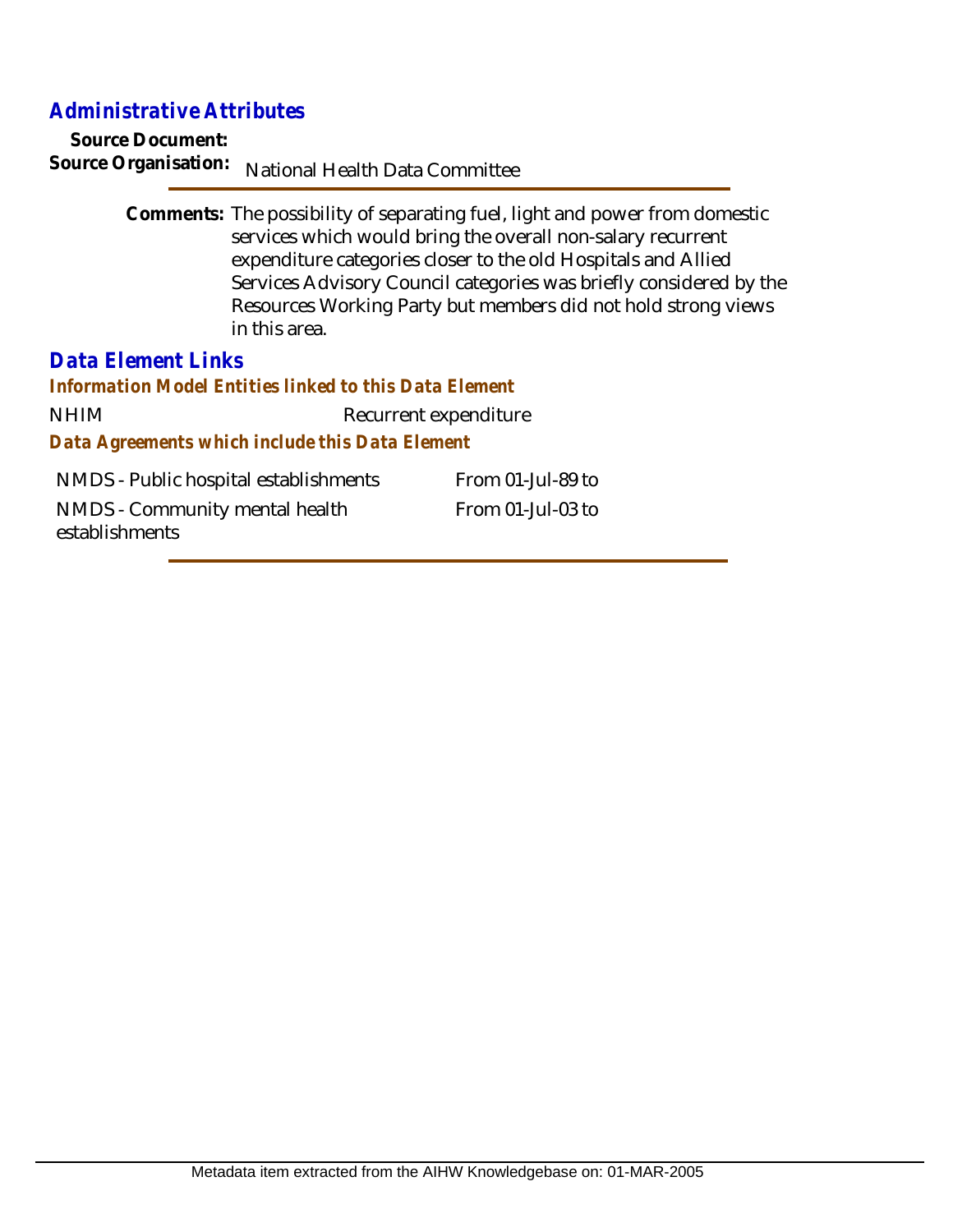## Administrative Attributes

**Source Document:**

**Source Organisation:** National Health Data Committee

**Comments:** The possibility of separating fuel, light and power from domestic services which would bring the overall non-salary recurrent expenditure categories closer to the old Hospitals and Allied Services Advisory Council categories was briefly considered by the Resources Working Party but members did not hold strong views in this area.

## Data Element Links

### Information Model Entities linked to this Data Element

| | |
|---|---|
| NHIM | Recurrent expenditure |

### Data Agreements which include this Data Element

| | |
|---|---|
| NMDS - Public hospital establishments | From 01-Jul-89 to |
| NMDS - Community mental health establishments | From 01-Jul-03 to |

Metadata item extracted from the AIHW Knowledgebase on: 01-MAR-2005